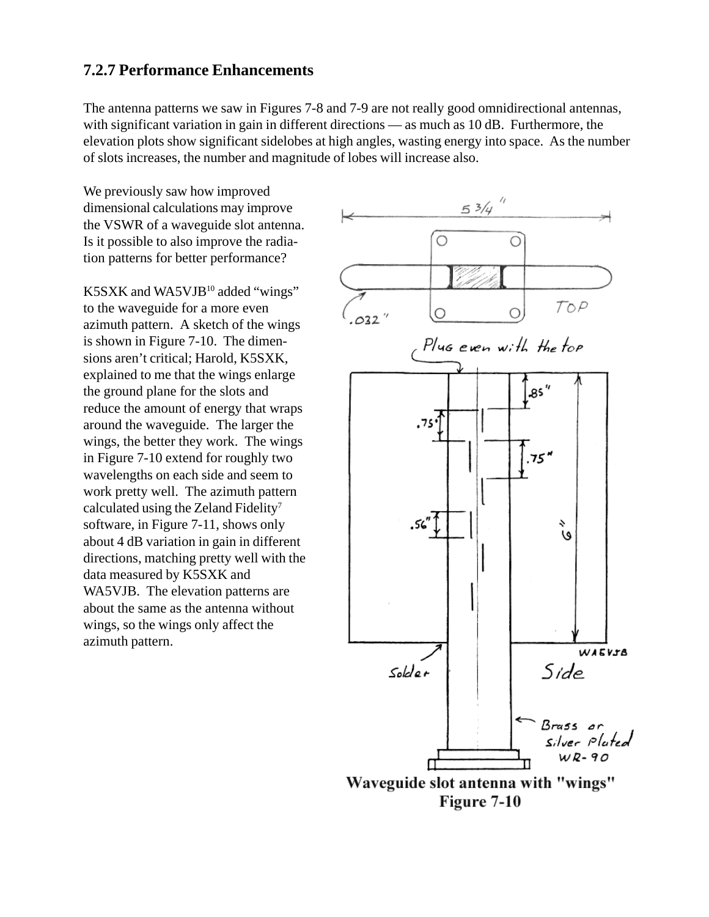### 7.2.7 Performance Enhancements

The antenna patterns we saw in Figures 7-8 and 7-9 are not really good omnidirectional antennas, with significant variation in gain in different directions — as much as 10 dB. Furthermore, the elevation plots show significant sidelobes at high angles, wasting energy into space. As the number of slots increases, the number and magnitude of lobes will increase also.

We previously saw how improved dimensional calculations may improve the VSWR of a waveguide slot antenna. Is it possible to also improve the radiation patterns for better performance?

K5SXK and WA5VJB[10] added "wings" to the waveguide for a more even azimuth pattern. A sketch of the wings is shown in Figure 7-10. The dimensions aren't critical; Harold, K5SXK, explained to me that the wings enlarge the ground plane for the slots and reduce the amount of energy that wraps around the waveguide. The larger the wings, the better they work. The wings in Figure 7-10 extend for roughly two wavelengths on each side and seem to work pretty well. The azimuth pattern calculated using the Zeland Fidelity[7] software, in Figure 7-11, shows only about 4 dB variation in gain in different directions, matching pretty well with the data measured by K5SXK and WA5VJB. The elevation patterns are about the same as the antenna without wings, so the wings only affect the azimuth pattern.

**Waveguide slot antenna with "wings"**
**Figure 7-10**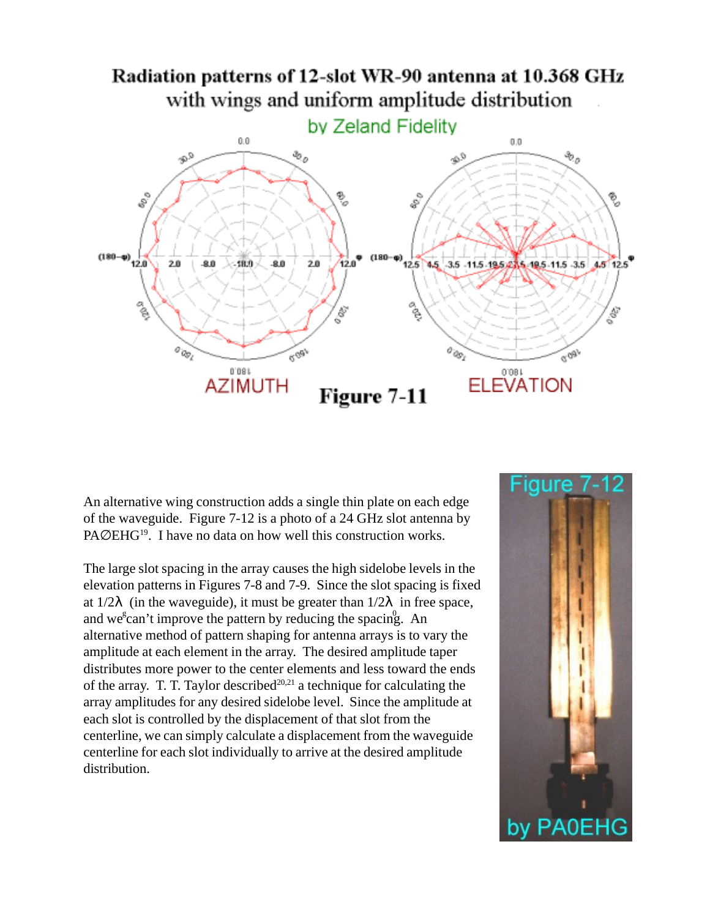Radiation patterns of 12-slot WR-90 antenna at 10.368 GHz with wings and uniform amplitude distribution

by Zeland Fidelity

AZIMUTH **Figure 7-11** ELEVATION

An alternative wing construction adds a single thin plate on each edge of the waveguide. Figure 7-12 is a photo of a 24 GHz slot antenna by PA∅EHG[19]. I have no data on how well this construction works.

Figure 7-12

by PA0EHG

The large slot spacing in the array causes the high sidelobe levels in the elevation patterns in Figures 7-8 and 7-9. Since the slot spacing is fixed at $1/2\lambda_g$ (in the waveguide), it must be greater than $1/2\lambda_0$ in free space, and we can't improve the pattern by reducing the spacing. An alternative method of pattern shaping for antenna arrays is to vary the amplitude at each element in the array. The desired amplitude taper distributes more power to the center elements and less toward the ends of the array. T. T. Taylor described[20,21] a technique for calculating the array amplitudes for any desired sidelobe level. Since the amplitude at each slot is controlled by the displacement of that slot from the centerline, we can simply calculate a displacement from the waveguide centerline for each slot individually to arrive at the desired amplitude distribution.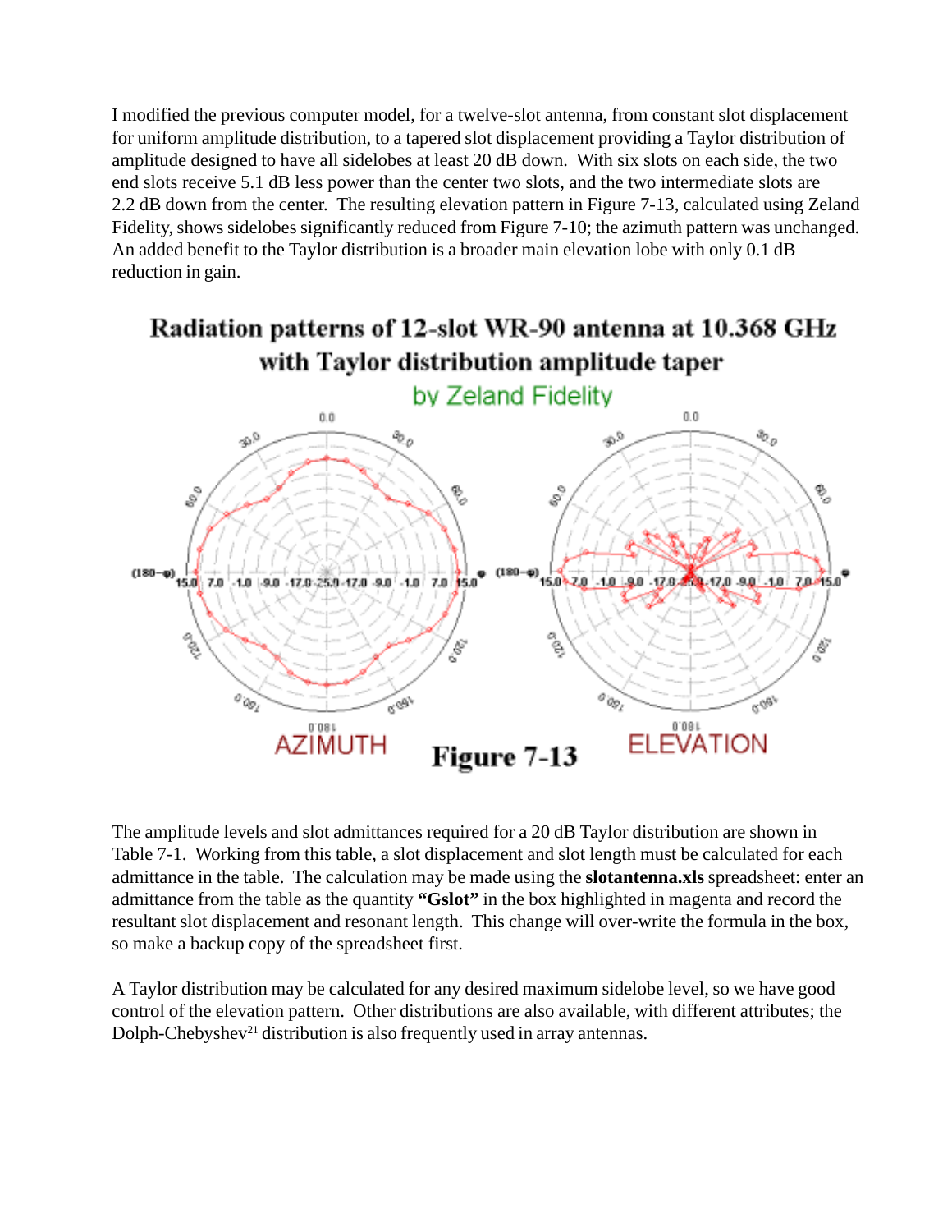I modified the previous computer model, for a twelve-slot antenna, from constant slot displacement for uniform amplitude distribution, to a tapered slot displacement providing a Taylor distribution of amplitude designed to have all sidelobes at least 20 dB down. With six slots on each side, the two end slots receive 5.1 dB less power than the center two slots, and the two intermediate slots are 2.2 dB down from the center. The resulting elevation pattern in Figure 7-13, calculated using Zeland Fidelity, shows sidelobes significantly reduced from Figure 7-10; the azimuth pattern was unchanged. An added benefit to the Taylor distribution is a broader main elevation lobe with only 0.1 dB reduction in gain.

Figure 7-13

The amplitude levels and slot admittances required for a 20 dB Taylor distribution are shown in Table 7-1. Working from this table, a slot displacement and slot length must be calculated for each admittance in the table. The calculation may be made using the **slotantenna.xls** spreadsheet: enter an admittance from the table as the quantity **"Gslot"** in the box highlighted in magenta and record the resultant slot displacement and resonant length. This change will over-write the formula in the box, so make a backup copy of the spreadsheet first.

A Taylor distribution may be calculated for any desired maximum sidelobe level, so we have good control of the elevation pattern. Other distributions are also available, with different attributes; the Dolph-Chebyshev[21] distribution is also frequently used in array antennas.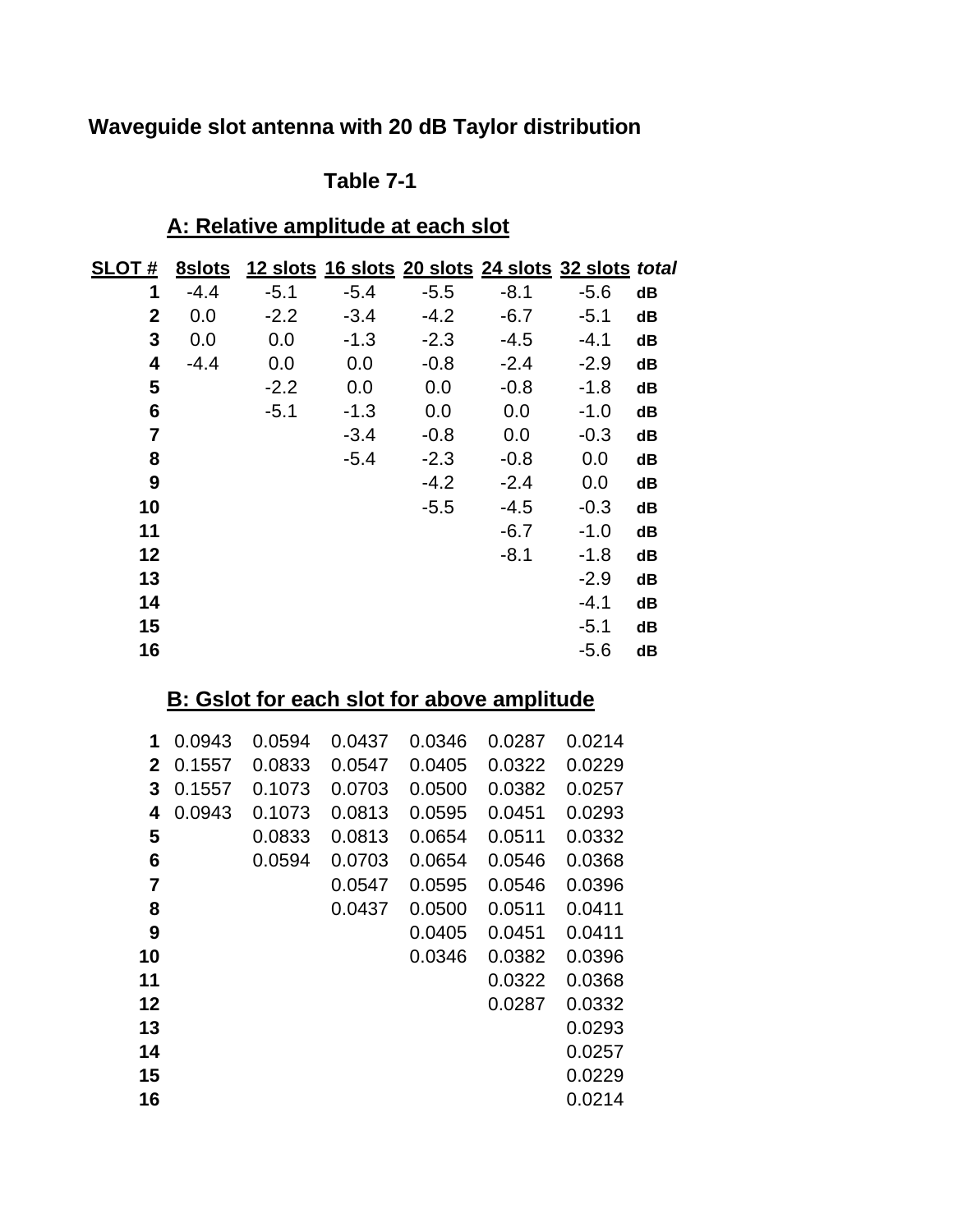**Waveguide slot antenna with 20 dB Taylor distribution**

**Table 7-1**

**A: Relative amplitude at each slot**

| SLOT # | 8slots | 12 slots | 16 slots | 20 slots | 24 slots | 32 slots | *total* |
|---|---|---|---|---|---|---|---|
| 1 | -4.4 | -5.1 | -5.4 | -5.5 | -8.1 | -5.6 | dB |
| 2 | 0.0 | -2.2 | -3.4 | -4.2 | -6.7 | -5.1 | dB |
| 3 | 0.0 | 0.0 | -1.3 | -2.3 | -4.5 | -4.1 | dB |
| 4 | -4.4 | 0.0 | 0.0 | -0.8 | -2.4 | -2.9 | dB |
| 5 | | -2.2 | 0.0 | 0.0 | -0.8 | -1.8 | dB |
| 6 | | -5.1 | -1.3 | 0.0 | 0.0 | -1.0 | dB |
| 7 | | | -3.4 | -0.8 | 0.0 | -0.3 | dB |
| 8 | | | -5.4 | -2.3 | -0.8 | 0.0 | dB |
| 9 | | | | -4.2 | -2.4 | 0.0 | dB |
| 10 | | | | -5.5 | -4.5 | -0.3 | dB |
| 11 | | | | | -6.7 | -1.0 | dB |
| 12 | | | | | -8.1 | -1.8 | dB |
| 13 | | | | | | -2.9 | dB |
| 14 | | | | | | -4.1 | dB |
| 15 | | | | | | -5.1 | dB |
| 16 | | | | | | -5.6 | dB |

**B: Gslot for each slot for above amplitude**

| | | | | | | |
|---|---|---|---|---|---|---|
| 1 | 0.0943 | 0.0594 | 0.0437 | 0.0346 | 0.0287 | 0.0214 |
| 2 | 0.1557 | 0.0833 | 0.0547 | 0.0405 | 0.0322 | 0.0229 |
| 3 | 0.1557 | 0.1073 | 0.0703 | 0.0500 | 0.0382 | 0.0257 |
| 4 | 0.0943 | 0.1073 | 0.0813 | 0.0595 | 0.0451 | 0.0293 |
| 5 | | 0.0833 | 0.0813 | 0.0654 | 0.0511 | 0.0332 |
| 6 | | 0.0594 | 0.0703 | 0.0654 | 0.0546 | 0.0368 |
| 7 | | | 0.0547 | 0.0595 | 0.0546 | 0.0396 |
| 8 | | | 0.0437 | 0.0500 | 0.0511 | 0.0411 |
| 9 | | | | 0.0405 | 0.0451 | 0.0411 |
| 10 | | | | 0.0346 | 0.0382 | 0.0396 |
| 11 | | | | | 0.0322 | 0.0368 |
| 12 | | | | | 0.0287 | 0.0332 |
| 13 | | | | | | 0.0293 |
| 14 | | | | | | 0.0257 |
| 15 | | | | | | 0.0229 |
| 16 | | | | | | 0.0214 |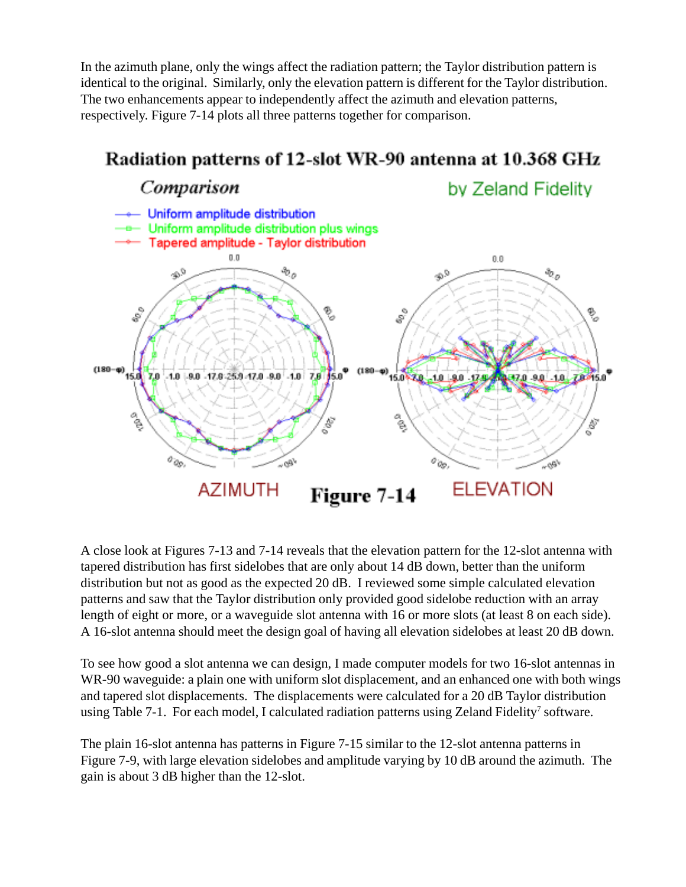In the azimuth plane, only the wings affect the radiation pattern; the Taylor distribution pattern is identical to the original. Similarly, only the elevation pattern is different for the Taylor distribution. The two enhancements appear to independently affect the azimuth and elevation patterns, respectively. Figure 7-14 plots all three patterns together for comparison.

**Radiation patterns of 12-slot WR-90 antenna at 10.368 GHz**

*Comparison* by Zeland Fidelity

- Uniform amplitude distribution
- Uniform amplitude distribution plus wings
- Tapered amplitude - Taylor distribution

AZIMUTH **Figure 7-14** ELEVATION

A close look at Figures 7-13 and 7-14 reveals that the elevation pattern for the 12-slot antenna with tapered distribution has first sidelobes that are only about 14 dB down, better than the uniform distribution but not as good as the expected 20 dB. I reviewed some simple calculated elevation patterns and saw that the Taylor distribution only provided good sidelobe reduction with an array length of eight or more, or a waveguide slot antenna with 16 or more slots (at least 8 on each side). A 16-slot antenna should meet the design goal of having all elevation sidelobes at least 20 dB down.

To see how good a slot antenna we can design, I made computer models for two 16-slot antennas in WR-90 waveguide: a plain one with uniform slot displacement, and an enhanced one with both wings and tapered slot displacements. The displacements were calculated for a 20 dB Taylor distribution using Table 7-1. For each model, I calculated radiation patterns using Zeland Fidelity[7] software.

The plain 16-slot antenna has patterns in Figure 7-15 similar to the 12-slot antenna patterns in Figure 7-9, with large elevation sidelobes and amplitude varying by 10 dB around the azimuth. The gain is about 3 dB higher than the 12-slot.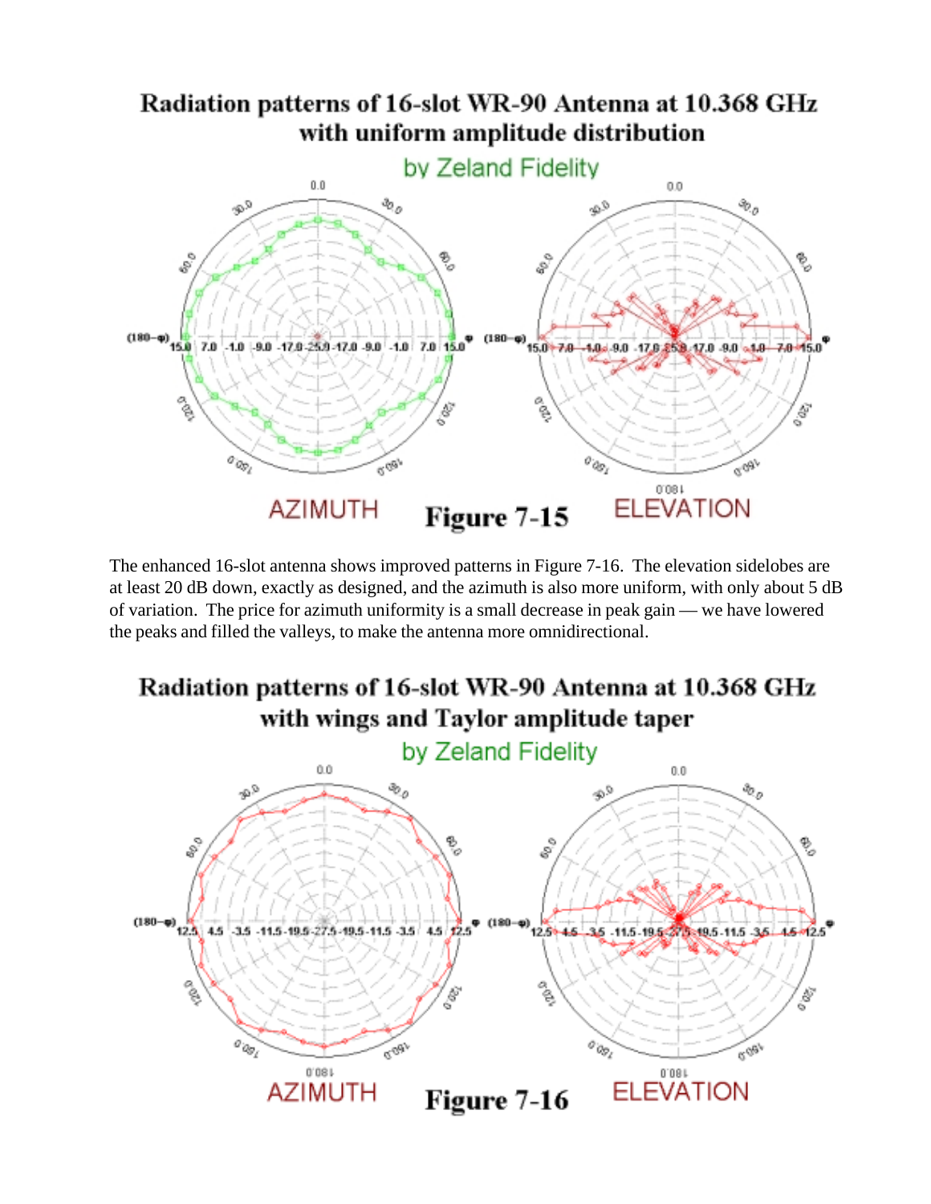**Radiation patterns of 16-slot WR-90 Antenna at 10.368 GHz with uniform amplitude distribution**

by Zeland Fidelity

AZIMUTH **Figure 7-15** ELEVATION

The enhanced 16-slot antenna shows improved patterns in Figure 7-16. The elevation sidelobes are at least 20 dB down, exactly as designed, and the azimuth is also more uniform, with only about 5 dB of variation. The price for azimuth uniformity is a small decrease in peak gain — we have lowered the peaks and filled the valleys, to make the antenna more omnidirectional.

**Radiation patterns of 16-slot WR-90 Antenna at 10.368 GHz with wings and Taylor amplitude taper**

by Zeland Fidelity

AZIMUTH **Figure 7-16** ELEVATION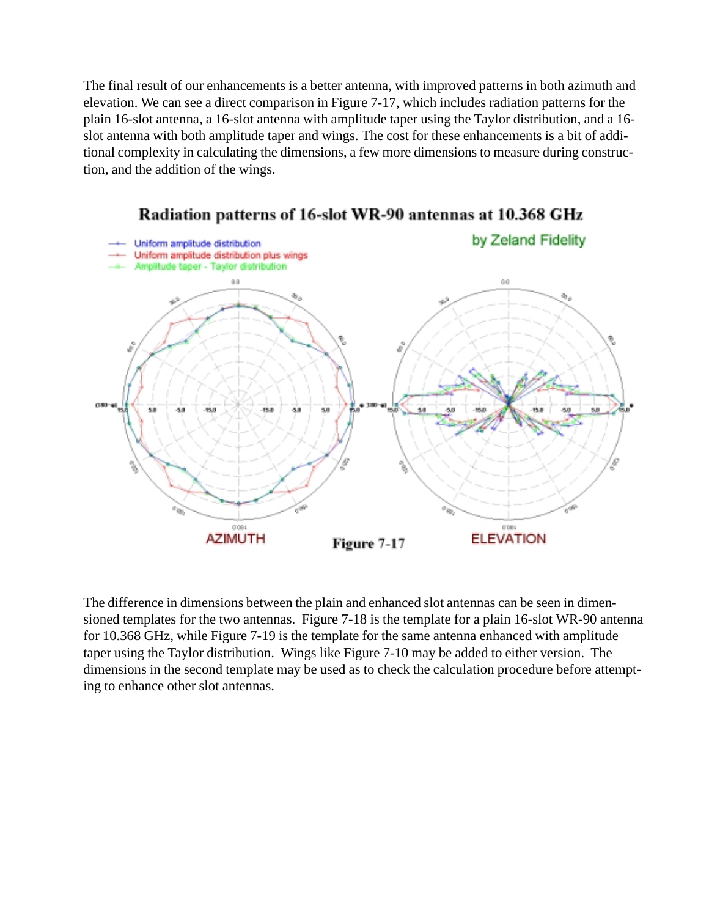The final result of our enhancements is a better antenna, with improved patterns in both azimuth and elevation. We can see a direct comparison in Figure 7-17, which includes radiation patterns for the plain 16-slot antenna, a 16-slot antenna with amplitude taper using the Taylor distribution, and a 16-slot antenna with both amplitude taper and wings. The cost for these enhancements is a bit of additional complexity in calculating the dimensions, a few more dimensions to measure during construction, and the addition of the wings.

Figure 7-17

The difference in dimensions between the plain and enhanced slot antennas can be seen in dimensioned templates for the two antennas. Figure 7-18 is the template for a plain 16-slot WR-90 antenna for 10.368 GHz, while Figure 7-19 is the template for the same antenna enhanced with amplitude taper using the Taylor distribution. Wings like Figure 7-10 may be added to either version. The dimensions in the second template may be used as to check the calculation procedure before attempting to enhance other slot antennas.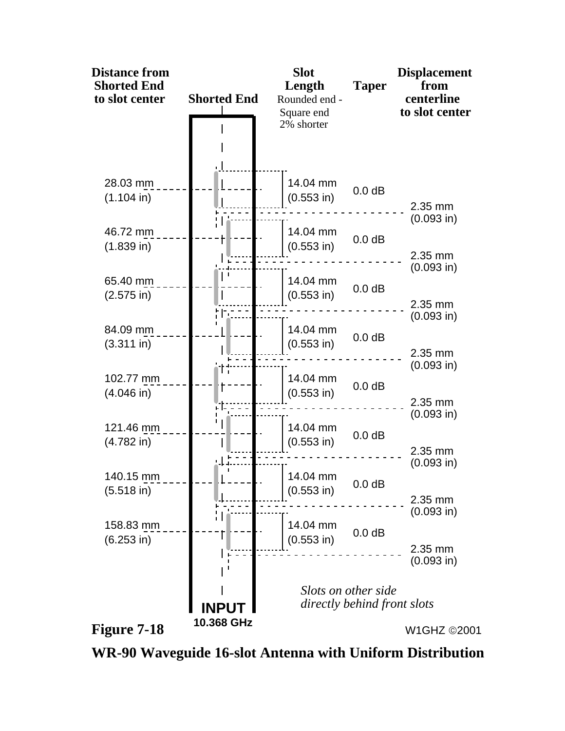| Distance from Shorted End to slot center | Slot Length (Rounded end - Square end 2% shorter) | Taper | Displacement from centerline to slot center |
| --- | --- | --- | --- |
| 28.03 mm (1.104 in) | 14.04 mm (0.553 in) | 0.0 dB | 2.35 mm (0.093 in) |
| 46.72 mm (1.839 in) | 14.04 mm (0.553 in) | 0.0 dB | 2.35 mm (0.093 in) |
| 65.40 mm (2.575 in) | 14.04 mm (0.553 in) | 0.0 dB | 2.35 mm (0.093 in) |
| 84.09 mm (3.311 in) | 14.04 mm (0.553 in) | 0.0 dB | 2.35 mm (0.093 in) |
| 102.77 mm (4.046 in) | 14.04 mm (0.553 in) | 0.0 dB | 2.35 mm (0.093 in) |
| 121.46 mm (4.782 in) | 14.04 mm (0.553 in) | 0.0 dB | 2.35 mm (0.093 in) |
| 140.15 mm (5.518 in) | 14.04 mm (0.553 in) | 0.0 dB | 2.35 mm (0.093 in) |
| 158.83 mm (6.253 in) | 14.04 mm (0.553 in) | 0.0 dB | 2.35 mm (0.093 in) |

Shorted End

INPUT 10.368 GHz

*Slots on other side directly behind front slots*

W1GHZ ©2001

**Figure 7-18**

**WR-90 Waveguide 16-slot Antenna with Uniform Distribution**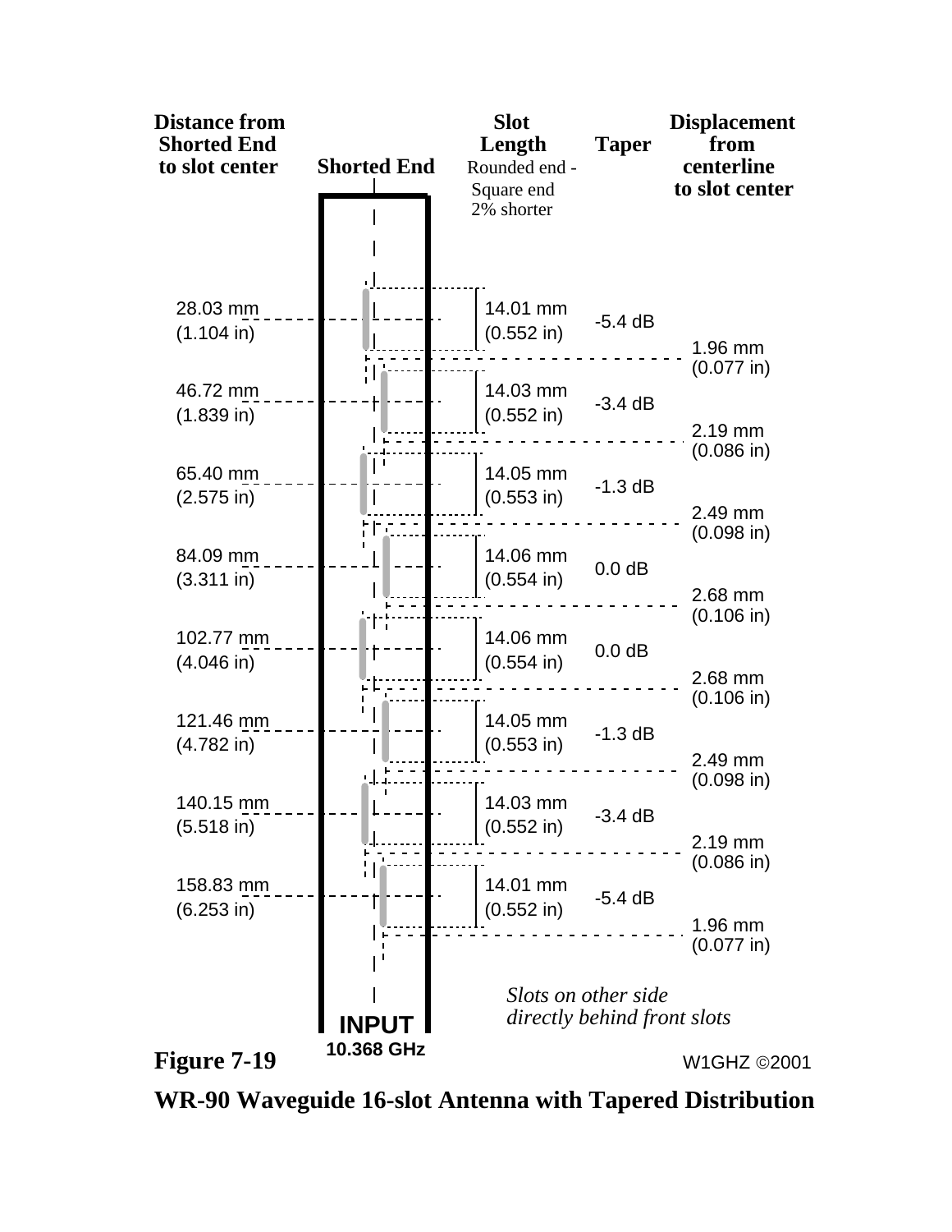Distance from Shorted End to slot center

Shorted End

Slot Length
Rounded end - Square end 2% shorter

Taper

Displacement from centerline to slot center

28.03 mm
(1.104 in)

14.01 mm
(0.552 in)

-5.4 dB

1.96 mm
(0.077 in)

46.72 mm
(1.839 in)

14.03 mm
(0.552 in)

-3.4 dB

2.19 mm
(0.086 in)

65.40 mm
(2.575 in)

14.05 mm
(0.553 in)

-1.3 dB

2.49 mm
(0.098 in)

84.09 mm
(3.311 in)

14.06 mm
(0.554 in)

0.0 dB

2.68 mm
(0.106 in)

102.77 mm
(4.046 in)

14.06 mm
(0.554 in)

0.0 dB

2.68 mm
(0.106 in)

121.46 mm
(4.782 in)

14.05 mm
(0.553 in)

-1.3 dB

2.49 mm
(0.098 in)

140.15 mm
(5.518 in)

14.03 mm
(0.552 in)

-3.4 dB

2.19 mm
(0.086 in)

158.83 mm
(6.253 in)

14.01 mm
(0.552 in)

-5.4 dB

1.96 mm
(0.077 in)

*Slots on other side directly behind front slots*

INPUT
10.368 GHz

W1GHZ ©2001

**Figure 7-19**

**WR-90 Waveguide 16-slot Antenna with Tapered Distribution**